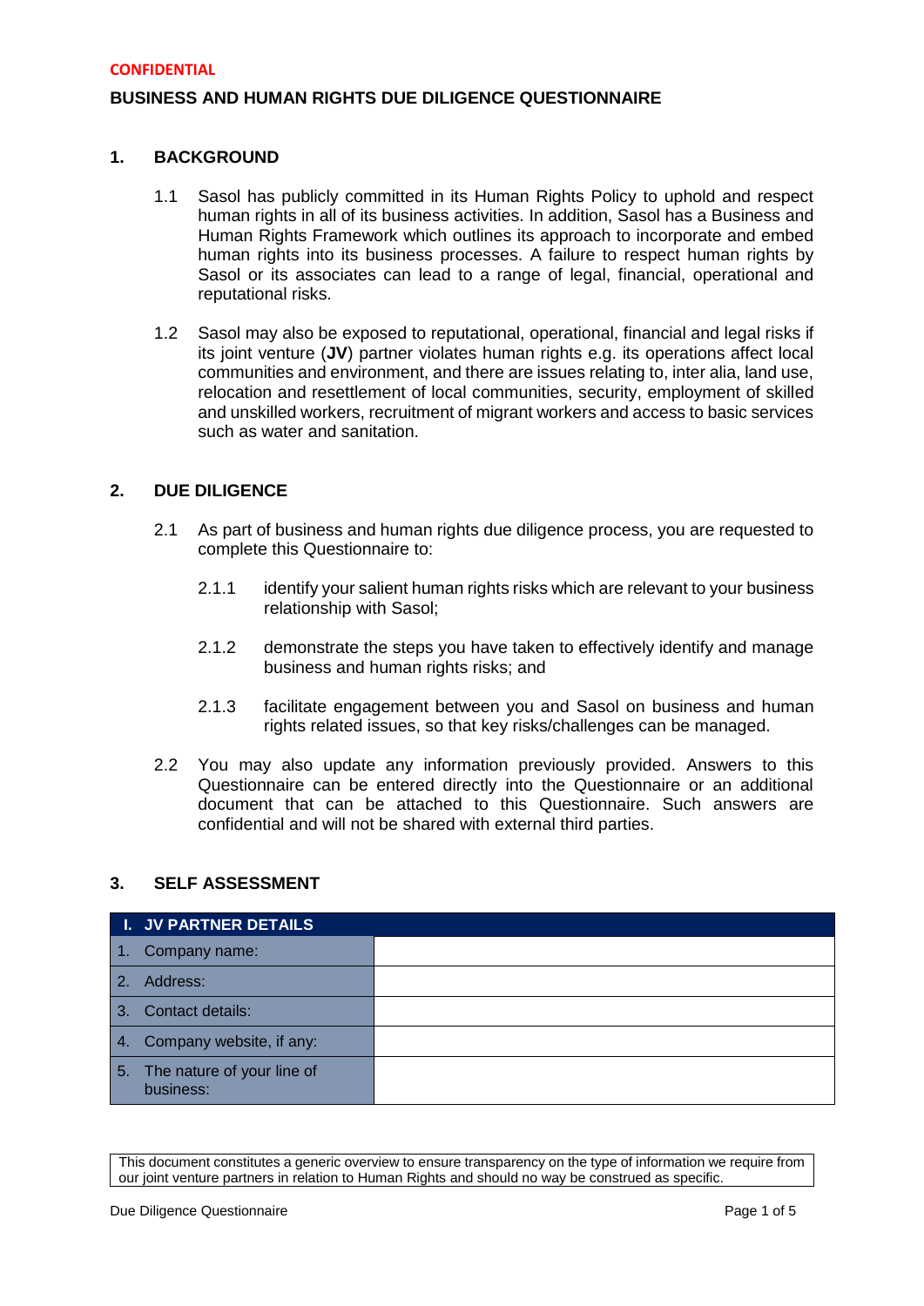**CONFIDENTIAL**

# BUSINESS AND HUMAN RIGHTS DUE DILIGENCE QUESTIONNAIRE

## 1. BACKGROUND

1.1 Sasol has publicly committed in its Human Rights Policy to uphold and respect human rights in all of its business activities. In addition, Sasol has a Business and Human Rights Framework which outlines its approach to incorporate and embed human rights into its business processes. A failure to respect human rights by Sasol or its associates can lead to a range of legal, financial, operational and reputational risks.

1.2 Sasol may also be exposed to reputational, operational, financial and legal risks if its joint venture (**JV**) partner violates human rights e.g. its operations affect local communities and environment, and there are issues relating to, inter alia, land use, relocation and resettlement of local communities, security, employment of skilled and unskilled workers, recruitment of migrant workers and access to basic services such as water and sanitation.

## 2. DUE DILIGENCE

2.1 As part of business and human rights due diligence process, you are requested to complete this Questionnaire to:

2.1.1 identify your salient human rights risks which are relevant to your business relationship with Sasol;

2.1.2 demonstrate the steps you have taken to effectively identify and manage business and human rights risks; and

2.1.3 facilitate engagement between you and Sasol on business and human rights related issues, so that key risks/challenges can be managed.

2.2 You may also update any information previously provided. Answers to this Questionnaire can be entered directly into the Questionnaire or an additional document that can be attached to this Questionnaire. Such answers are confidential and will not be shared with external third parties.

## 3. SELF ASSESSMENT

| I. JV PARTNER DETAILS | |
|---|---|
| 1. Company name: | |
| 2. Address: | |
| 3. Contact details: | |
| 4. Company website, if any: | |
| 5. The nature of your line of business: | |

This document constitutes a generic overview to ensure transparency on the type of information we require from our joint venture partners in relation to Human Rights and should no way be construed as specific.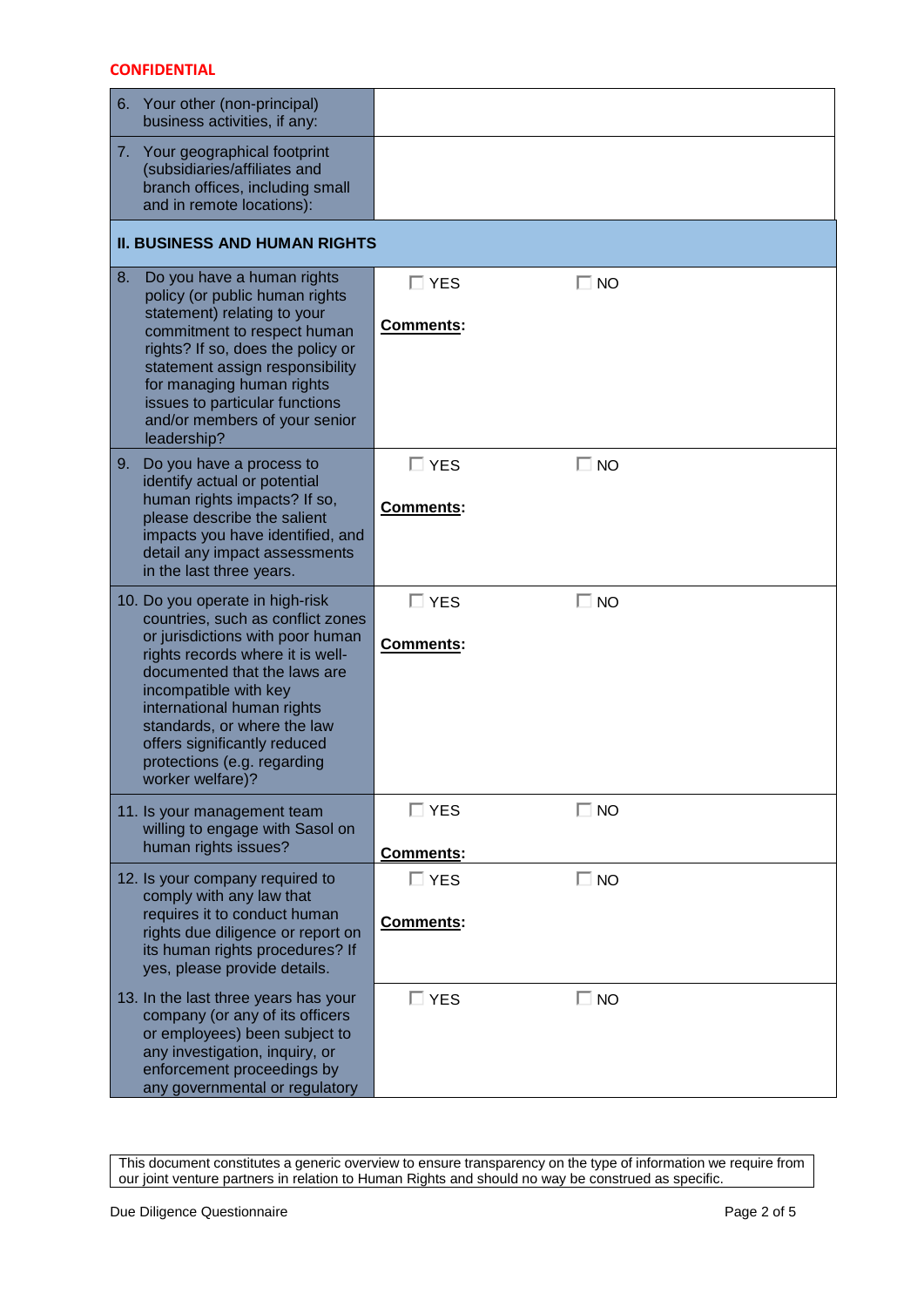**CONFIDENTIAL**

| | | |
|---|---|---|
| 6. Your other (non-principal) business activities, if any: | | |
| 7. Your geographical footprint (subsidiaries/affiliates and branch offices, including small and in remote locations): | | |
| **II. BUSINESS AND HUMAN RIGHTS** | | |
| 8. Do you have a human rights policy (or public human rights statement) relating to your commitment to respect human rights? If so, does the policy or statement assign responsibility for managing human rights issues to particular functions and/or members of your senior leadership? | ☐ YES<br><br>**Comments:** | ☐ NO |
| 9. Do you have a process to identify actual or potential human rights impacts? If so, please describe the salient impacts you have identified, and detail any impact assessments in the last three years. | ☐ YES<br><br>**Comments:** | ☐ NO |
| 10. Do you operate in high-risk countries, such as conflict zones or jurisdictions with poor human rights records where it is well-documented that the laws are incompatible with key international human rights standards, or where the law offers significantly reduced protections (e.g. regarding worker welfare)? | ☐ YES<br><br>**Comments:** | ☐ NO |
| 11. Is your management team willing to engage with Sasol on human rights issues? | ☐ YES<br><br>**Comments:** | ☐ NO |
| 12. Is your company required to comply with any law that requires it to conduct human rights due diligence or report on its human rights procedures? If yes, please provide details. | ☐ YES<br><br>**Comments:** | ☐ NO |
| 13. In the last three years has your company (or any of its officers or employees) been subject to any investigation, inquiry, or enforcement proceedings by any governmental or regulatory | ☐ YES | ☐ NO |

This document constitutes a generic overview to ensure transparency on the type of information we require from our joint venture partners in relation to Human Rights and should no way be construed as specific.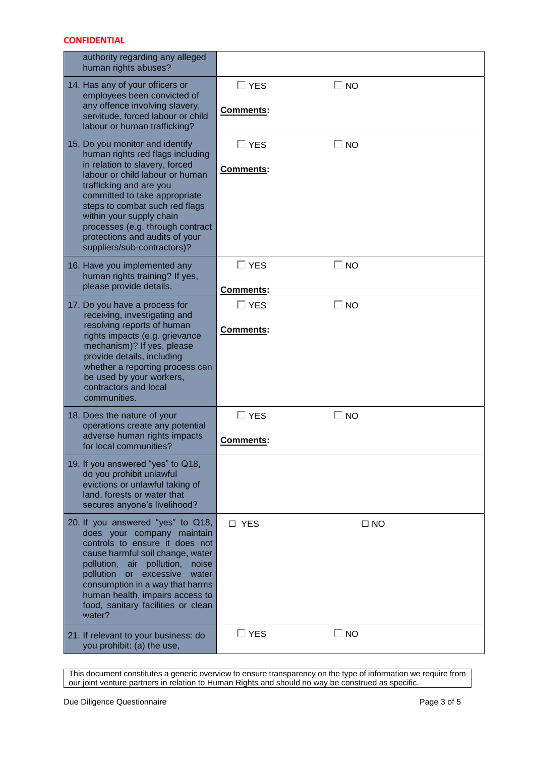**CONFIDENTIAL**

| | | |
|---|---|---|
| authority regarding any alleged human rights abuses? | | |
| 14. Has any of your officers or employees been convicted of any offence involving slavery, servitude, forced labour or child labour or human trafficking? | ☐ YES<br><br>**Comments:** | ☐ NO |
| 15. Do you monitor and identify human rights red flags including in relation to slavery, forced labour or child labour or human trafficking and are you committed to take appropriate steps to combat such red flags within your supply chain processes (e.g. through contract protections and audits of your suppliers/sub-contractors)? | ☐ YES<br><br>**Comments:** | ☐ NO |
| 16. Have you implemented any human rights training? If yes, please provide details. | ☐ YES<br><br>**Comments:** | ☐ NO |
| 17. Do you have a process for receiving, investigating and resolving reports of human rights impacts (e.g. grievance mechanism)? If yes, please provide details, including whether a reporting process can be used by your workers, contractors and local communities. | ☐ YES<br><br>**Comments:** | ☐ NO |
| 18. Does the nature of your operations create any potential adverse human rights impacts for local communities? | ☐ YES<br><br>**Comments:** | ☐ NO |
| 19. If you answered "yes" to Q18, do you prohibit unlawful evictions or unlawful taking of land, forests or water that secures anyone's livelihood? | | |
| 20. If you answered "yes" to Q18, does your company maintain controls to ensure it does not cause harmful soil change, water pollution, air pollution, noise pollution or excessive water consumption in a way that harms human health, impairs access to food, sanitary facilities or clean water? | ☐ YES | ☐ NO |
| 21. If relevant to your business: do you prohibit: (a) the use, | ☐ YES | ☐ NO |

This document constitutes a generic overview to ensure transparency on the type of information we require from our joint venture partners in relation to Human Rights and should no way be construed as specific.

Due Diligence Questionnaire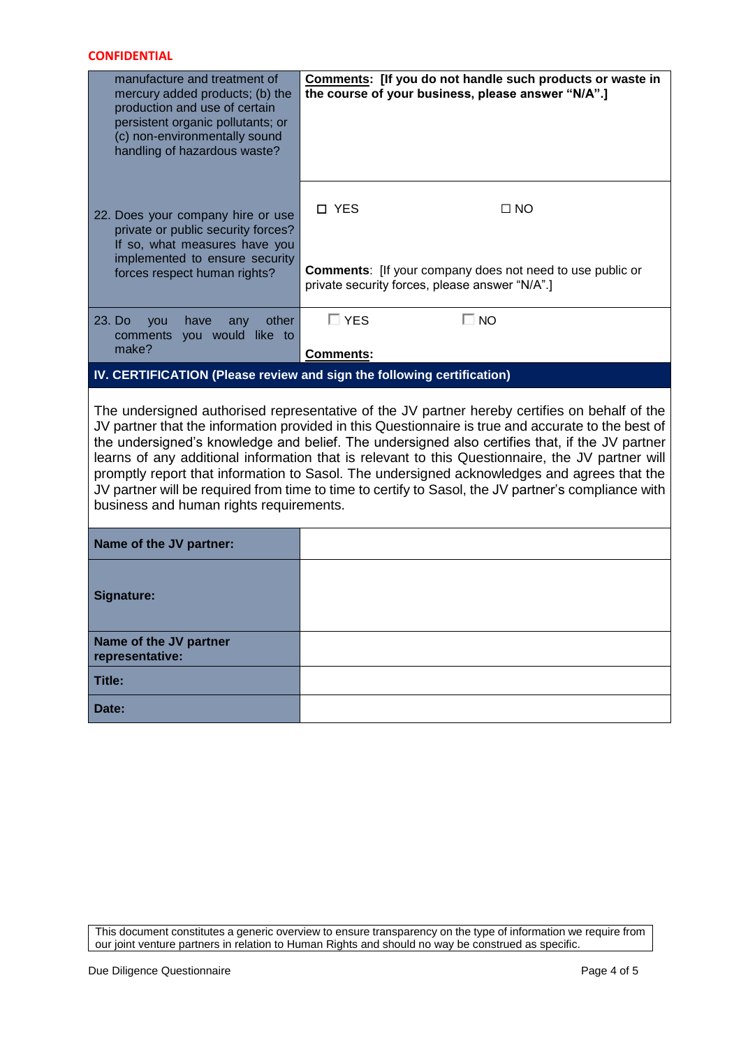**CONFIDENTIAL**

| | |
|---|---|
| manufacture and treatment of mercury added products; (b) the production and use of certain persistent organic pollutants; or (c) non-environmentally sound handling of hazardous waste? | **Comments: [If you do not handle such products or waste in the course of your business, please answer "N/A".]** |
| 22. Does your company hire or use private or public security forces? If so, what measures have you implemented to ensure security forces respect human rights? | ☐ YES ☐ NO<br><br>**Comments**: [If your company does not need to use public or private security forces, please answer "N/A".] |
| 23. Do you have any other comments you would like to make? | ☐ YES ☐ NO<br><br>**Comments:** |

## IV. CERTIFICATION (Please review and sign the following certification)

The undersigned authorised representative of the JV partner hereby certifies on behalf of the JV partner that the information provided in this Questionnaire is true and accurate to the best of the undersigned's knowledge and belief. The undersigned also certifies that, if the JV partner learns of any additional information that is relevant to this Questionnaire, the JV partner will promptly report that information to Sasol. The undersigned acknowledges and agrees that the JV partner will be required from time to time to certify to Sasol, the JV partner's compliance with business and human rights requirements.

| | |
|---|---|
| **Name of the JV partner:** | |
| **Signature:** | |
| **Name of the JV partner representative:** | |
| **Title:** | |
| **Date:** | |

This document constitutes a generic overview to ensure transparency on the type of information we require from our joint venture partners in relation to Human Rights and should no way be construed as specific.